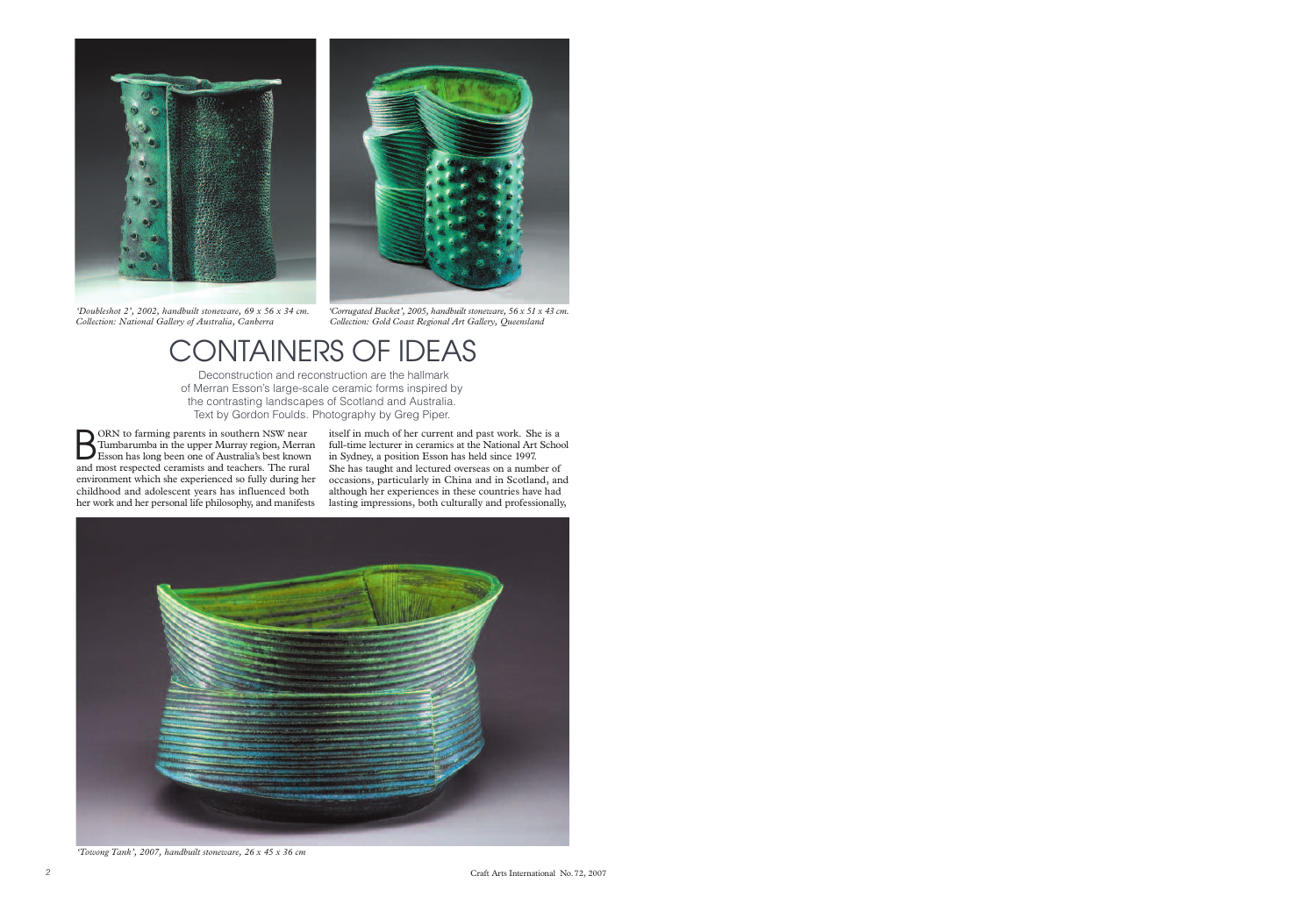*'Doubleshot 2', 2002, handbuilt stoneware, 69 x 56 x 34 cm. Collection: National Gallery of Australia, Canberra*

*'Corrugated Bucket', 2005, handbuilt stoneware, 56 x 51 x 43 cm. Collection: Gold Coast Regional Art Gallery, Queensland*

# CONTAINERS OF IDEAS

Deconstruction and reconstruction are the hallmark of Merran Esson's large-scale ceramic forms inspired by the contrasting landscapes of Scotland and Australia. Text by Gordon Foulds. Photography by Greg Piper.

BORN to farming parents in southern NSW near Tumbarumba in the upper Murray region, Merran Esson has long been one of Australia's best known and most respected ceramists and teachers. The rural environment which she experienced so fully during her childhood and adolescent years has influenced both her work and her personal life philosophy, and manifests itself in much of her current and past work. She is a full-time lecturer in ceramics at the National Art School in Sydney, a position Esson has held since 1997. She has taught and lectured overseas on a number of occasions, particularly in China and in Scotland, and although her experiences in these countries have had lasting impressions, both culturally and professionally,

*'Towong Tank', 2007, handbuilt stoneware, 26 x 45 x 36 cm*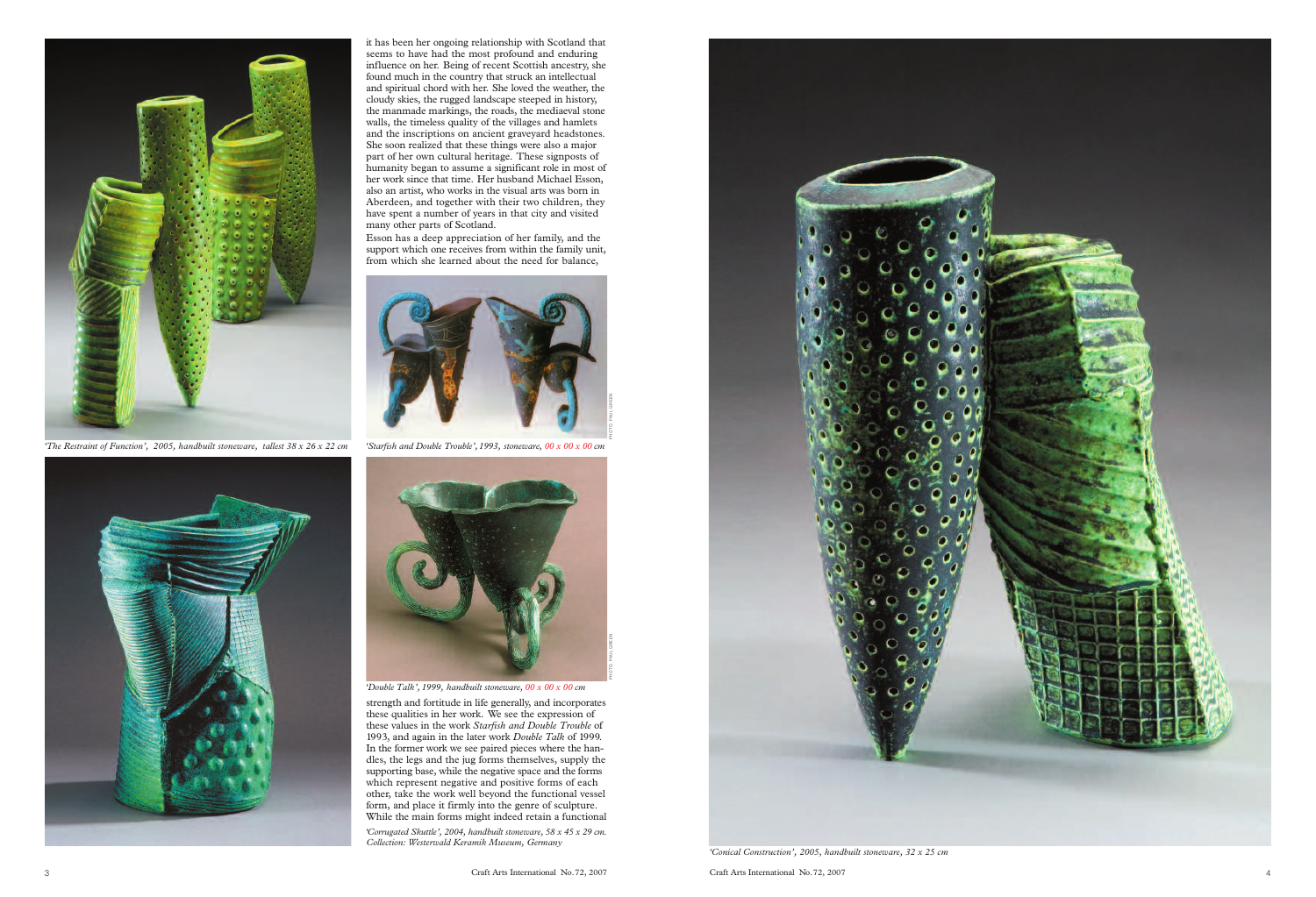it has been her ongoing relationship with Scotland that seems to have had the most profound and enduring influence on her. Being of recent Scottish ancestry, she found much in the country that struck an intellectual and spiritual chord with her. She loved the weather, the cloudy skies, the rugged landscape steeped in history, the manmade markings, the roads, the mediaeval stone walls, the timeless quality of the villages and hamlets and the inscriptions on ancient graveyard headstones. She soon realized that these things were also a major part of her own cultural heritage. These signposts of humanity began to assume a significant role in most of her work since that time. Her husband Michael Esson, also an artist, who works in the visual arts was born in Aberdeen, and together with their two children, they have spent a number of years in that city and visited many other parts of Scotland.

Esson has a deep appreciation of her family, and the support which one receives from within the family unit, from which she learned about the need for balance, strength and fortitude in life generally, and incorporates these qualities in her work. We see the expression of these values in the work *Starfish and Double Trouble* of 1993, and again in the later work *Double Talk* of 1999. In the former work we see paired pieces where the handles, the legs and the jug forms themselves, supply the supporting base, while the negative space and the forms which represent negative and positive forms of each other, take the work well beyond the functional vessel form, and place it firmly into the genre of sculpture. While the main forms might indeed retain a functional

*'The Restraint of Function', 2005, handbuilt stoneware, tallest 38 x 26 x 22 cm*

*'Starfish and Double Trouble', 1993, stoneware, 00 x 00 x 00 cm*

PHOTO: PAUL GREEN

*'Double Talk', 1999, handbuilt stoneware, 00 x 00 x 00 cm*

PHOTO: PAUL GREEN

*'Corrugated Skuttle', 2004, handbuilt stoneware, 58 x 45 x 29 cm. Collection: Westerwald Keramik Museum, Germany*

*'Conical Construction', 2005, handbuilt stoneware, 32 x 25 cm*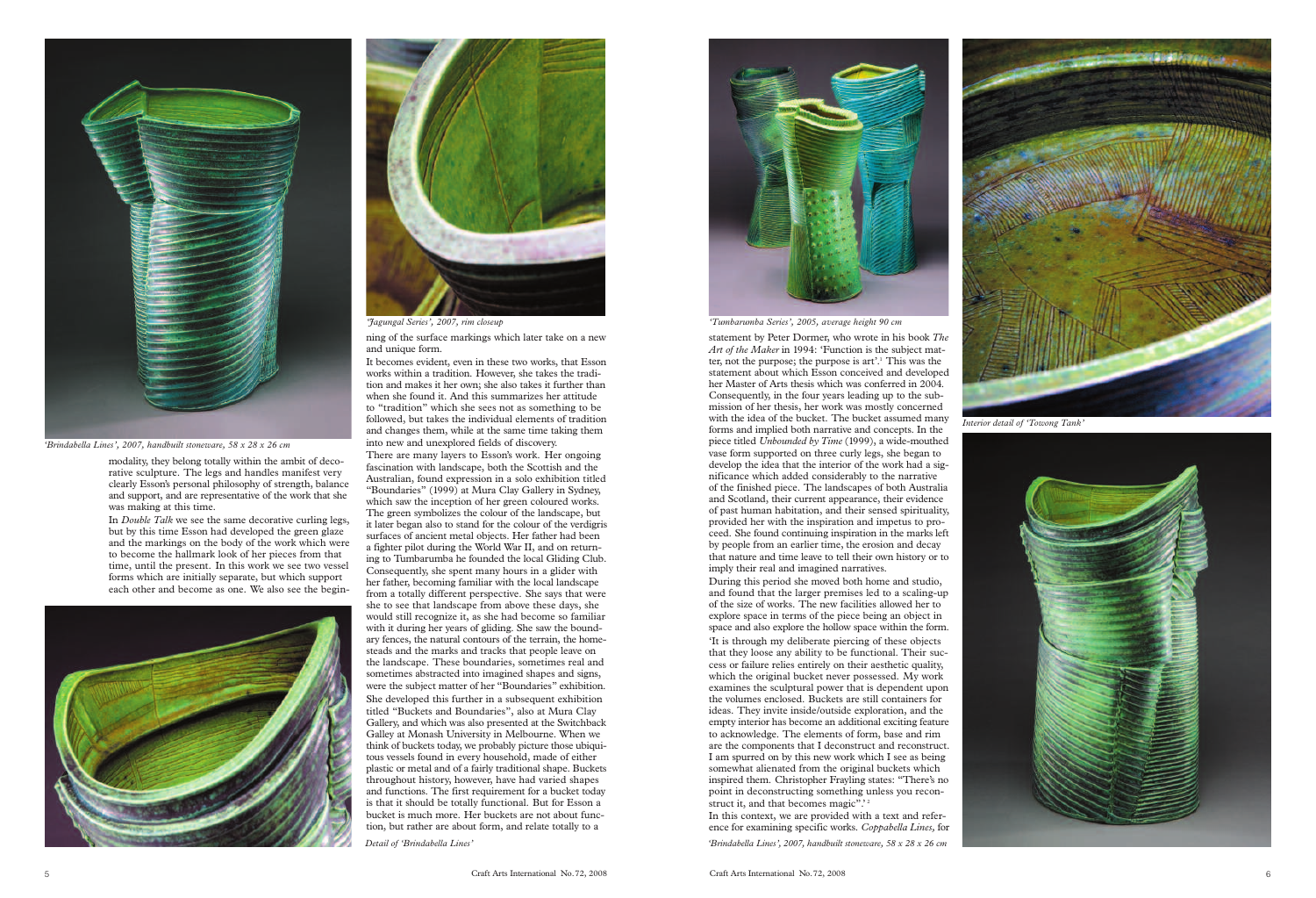*'Brindabella Lines', 2007, handbuilt stoneware, 58 x 28 x 26 cm*

modality, they belong totally within the ambit of decorative sculpture. The legs and handles manifest very clearly Esson's personal philosophy of strength, balance and support, and are representative of the work that she was making at this time.

In *Double Talk* we see the same decorative curling legs, but by this time Esson had developed the green glaze and the markings on the body of the work which were to become the hallmark look of her pieces from that time, until the present. In this work we see two vessel forms which are initially separate, but which support each other and become as one. We also see the beginning of the surface markings which later take on a new and unique form.

*'Jagungal Series', 2007, rim closeup*

It becomes evident, even in these two works, that Esson works within a tradition. However, she takes the tradition and makes it her own; she also takes it further than when she found it. And this summarizes her attitude to "tradition" which she sees not as something to be followed, but takes the individual elements of tradition and changes them, while at the same time taking them into new and unexplored fields of discovery.

There are many layers to Esson's work. Her ongoing fascination with landscape, both the Scottish and the Australian, found expression in a solo exhibition titled "Boundaries" (1999) at Mura Clay Gallery in Sydney, which saw the inception of her green coloured works. The green symbolizes the colour of the landscape, but it later began also to stand for the colour of the verdigris surfaces of ancient metal objects. Her father had been a fighter pilot during the World War II, and on returning to Tumbarumba he founded the local Gliding Club. Consequently, she spent many hours in a glider with her father, becoming familiar with the local landscape from a totally different perspective. She says that were she to see that landscape from above these days, she would still recognize it, as she had become so familiar with it during her years of gliding. She saw the boundary fences, the natural contours of the terrain, the homesteads and the marks and tracks that people leave on the landscape. These boundaries, sometimes real and sometimes abstracted into imagined shapes and signs, were the subject matter of her "Boundaries" exhibition.

She developed this further in a subsequent exhibition titled "Buckets and Boundaries", also at Mura Clay Gallery, and which was also presented at the Switchback Galley at Monash University in Melbourne. When we think of buckets today, we probably picture those ubiquitous vessels found in every household, made of either plastic or metal and of a fairly traditional shape. Buckets throughout history, however, have had varied shapes and functions. The first requirement for a bucket today is that it should be totally functional. But for Esson a bucket is much more. Her buckets are not about function, but rather are about form, and relate totally to a statement by Peter Dormer, who wrote in his book *The Art of the Maker* in 1994: 'Function is the subject matter, not the purpose; the purpose is art'.[1] This was the statement about which Esson conceived and developed her Master of Arts thesis which was conferred in 2004. Consequently, in the four years leading up to the submission of her thesis, her work was mostly concerned with the idea of the bucket. The bucket assumed many forms and implied both narrative and concepts. In the piece titled *Unbounded by Time* (1999), a wide-mouthed vase form supported on three curly legs, she began to develop the idea that the interior of the work had a significance which added considerably to the narrative of the finished piece. The landscapes of both Australia and Scotland, their current appearance, their evidence of past human habitation, and their sensed spirituality, provided her with the inspiration and impetus to proceed. She found continuing inspiration in the marks left by people from an earlier time, the erosion and decay that nature and time leave to tell their own history or to imply their real and imagined narratives.

*Detail of 'Brindabella Lines'*

*'Tumbarumba Series', 2005, average height 90 cm*

During this period she moved both home and studio, and found that the larger premises led to a scaling-up of the size of works. The new facilities allowed her to explore space in terms of the piece being an object in space and also explore the hollow space within the form.

'It is through my deliberate piercing of these objects that they loose any ability to be functional. Their success or failure relies entirely on their aesthetic quality, which the original bucket never possessed. My work examines the sculptural power that is dependent upon the volumes enclosed. Buckets are still containers for ideas. They invite inside/outside exploration, and the empty interior has become an additional exciting feature to acknowledge. The elements of form, base and rim are the components that I deconstruct and reconstruct. I am spurred on by this new work which I see as being somewhat alienated from the original buckets which inspired them. Christopher Frayling states: "There's no point in deconstructing something unless you reconstruct it, and that becomes magic".'[2]

In this context, we are provided with a text and reference for examining specific works. *Coppabella Lines*, for

*Interior detail of 'Towong Tank'*

*'Brindabella Lines', 2007, handbuilt stoneware, 58 x 28 x 26 cm*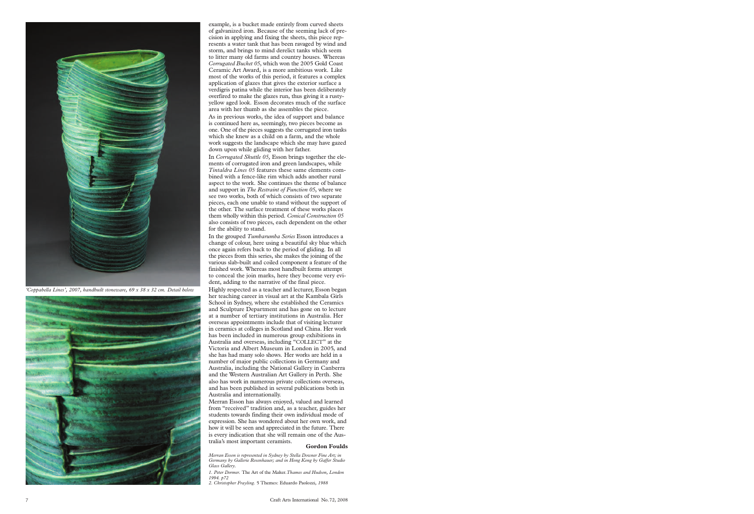'Coppabella Lines', 2007, handbuilt stoneware, 69 x 38 x 32 cm. Detail below

example, is a bucket made entirely from curved sheets of galvanized iron. Because of the seeming lack of precision in applying and fixing the sheets, this piece represents a water tank that has been ravaged by wind and storm, and brings to mind derelict tanks which seem to litter many old farms and country houses. Whereas *Corrugated Bucket 05*, which won the 2005 Gold Coast Ceramic Art Award, is a more ambitious work. Like most of the works of this period, it features a complex application of glazes that gives the exterior surface a verdigris patina while the interior has been deliberately overfired to make the glazes run, thus giving it a rusty-yellow aged look. Esson decorates much of the surface area with her thumb as she assembles the piece.

As in previous works, the idea of support and balance is continued here as, seemingly, two pieces become as one. One of the pieces suggests the corrugated iron tanks which she knew as a child on a farm, and the whole work suggests the landscape which she may have gazed down upon while gliding with her father.

In *Corrugated Skuttle 05*, Esson brings together the elements of corrugated iron and green landscapes, while *Tintaldra Lines 05* features these same elements combined with a fence-like rim which adds another rural aspect to the work. She continues the theme of balance and support in *The Restraint of Function 05*, where we see two works, both of which consists of two separate pieces, each one unable to stand without the support of the other. The surface treatment of these works places them wholly within this period. *Conical Construction 05* also consists of two pieces, each dependent on the other for the ability to stand.

In the grouped *Tumbarumba Series* Esson introduces a change of colour, here using a beautiful sky blue which once again refers back to the period of gliding. In all the pieces from this series, she makes the joining of the various slab-built and coiled component a feature of the finished work. Whereas most handbuilt forms attempt to conceal the join marks, here they become very evident, adding to the narrative of the final piece.

Highly respected as a teacher and lecturer, Esson began her teaching career in visual art at the Kambala Girls School in Sydney, where she established the Ceramics and Sculpture Department and has gone on to lecture at a number of tertiary institutions in Australia. Her overseas appointments include that of visiting lecturer in ceramics at colleges in Scotland and China. Her work has been included in numerous group exhibitions in Australia and overseas, including "COLLECT" at the Victoria and Albert Museum in London in 2005, and she has had many solo shows. Her works are held in a number of major public collections in Germany and Australia, including the National Gallery in Canberra and the Western Australian Art Gallery in Perth. She also has work in numerous private collections overseas, and has been published in several publications both in Australia and internationally.

Merran Esson has always enjoyed, valued and learned from "received" tradition and, as a teacher, guides her students towards finding their own individual mode of expression. She has wondered about her own work, and how it will be seen and appreciated in the future. There is every indication that she will remain one of the Australia's most important ceramists.

**Gordon Foulds**

*Merran Esson is represented in Sydney by Stella Downer Fine Art; in Germany by Gallerie Rosenhauer; and in Hong Kong by Gaffer Studio Glass Gallery.*

*1. Peter Dormer.* The Art of the Maker. *Thames and Hudson, London 1994. p72*

*2. Christopher Frayling.* 5 Themes: Eduardo Paolozzi*, 1988*